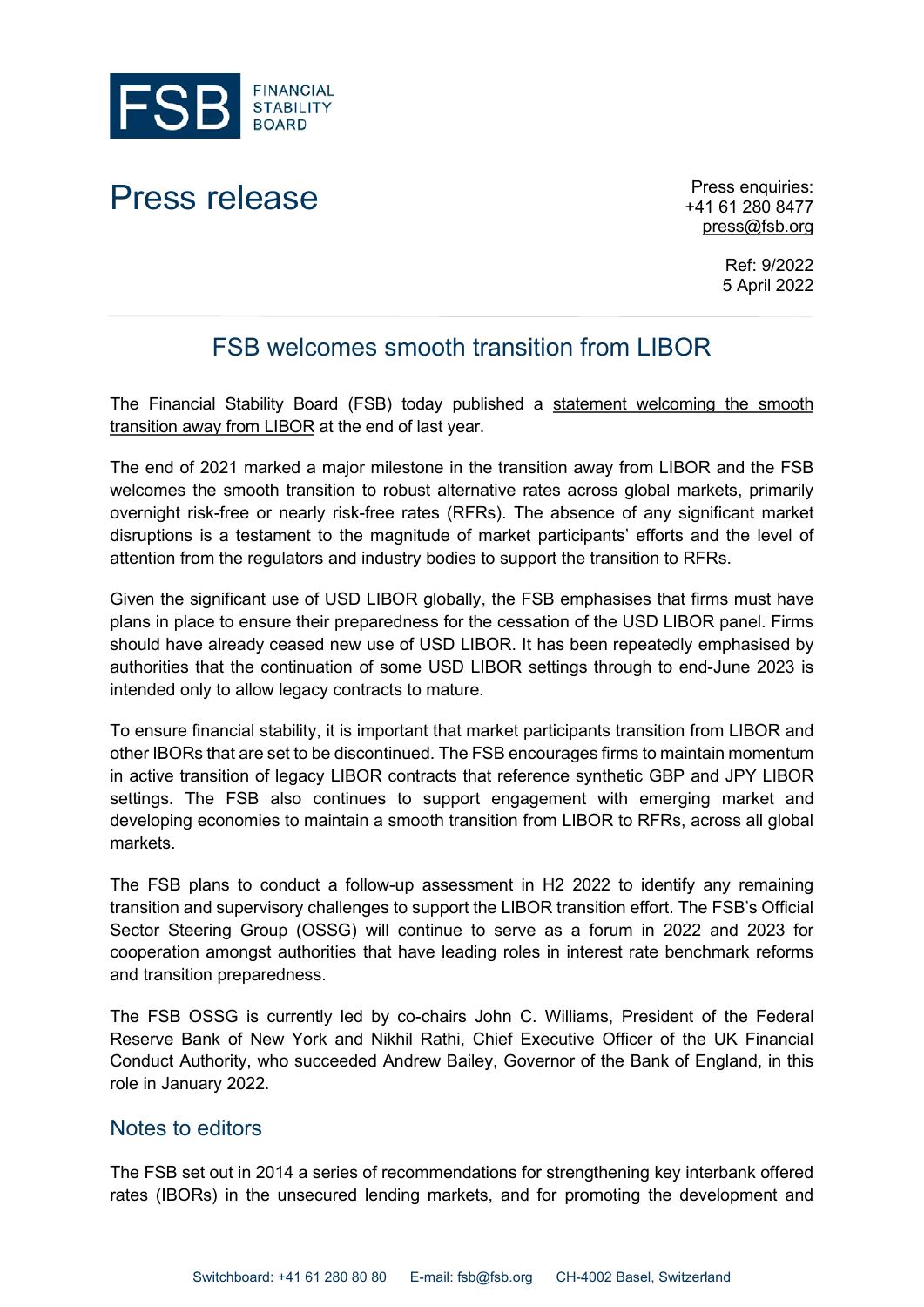FSB FINANCIAL STABILITY BOARD

# Press release

Press enquiries:
+41 61 280 8477
press@fsb.org

Ref: 9/2022
5 April 2022

## FSB welcomes smooth transition from LIBOR

The Financial Stability Board (FSB) today published a statement welcoming the smooth transition away from LIBOR at the end of last year.

The end of 2021 marked a major milestone in the transition away from LIBOR and the FSB welcomes the smooth transition to robust alternative rates across global markets, primarily overnight risk-free or nearly risk-free rates (RFRs). The absence of any significant market disruptions is a testament to the magnitude of market participants' efforts and the level of attention from the regulators and industry bodies to support the transition to RFRs.

Given the significant use of USD LIBOR globally, the FSB emphasises that firms must have plans in place to ensure their preparedness for the cessation of the USD LIBOR panel. Firms should have already ceased new use of USD LIBOR. It has been repeatedly emphasised by authorities that the continuation of some USD LIBOR settings through to end-June 2023 is intended only to allow legacy contracts to mature.

To ensure financial stability, it is important that market participants transition from LIBOR and other IBORs that are set to be discontinued. The FSB encourages firms to maintain momentum in active transition of legacy LIBOR contracts that reference synthetic GBP and JPY LIBOR settings. The FSB also continues to support engagement with emerging market and developing economies to maintain a smooth transition from LIBOR to RFRs, across all global markets.

The FSB plans to conduct a follow-up assessment in H2 2022 to identify any remaining transition and supervisory challenges to support the LIBOR transition effort. The FSB's Official Sector Steering Group (OSSG) will continue to serve as a forum in 2022 and 2023 for cooperation amongst authorities that have leading roles in interest rate benchmark reforms and transition preparedness.

The FSB OSSG is currently led by co-chairs John C. Williams, President of the Federal Reserve Bank of New York and Nikhil Rathi, Chief Executive Officer of the UK Financial Conduct Authority, who succeeded Andrew Bailey, Governor of the Bank of England, in this role in January 2022.

### Notes to editors

The FSB set out in 2014 a series of recommendations for strengthening key interbank offered rates (IBORs) in the unsecured lending markets, and for promoting the development and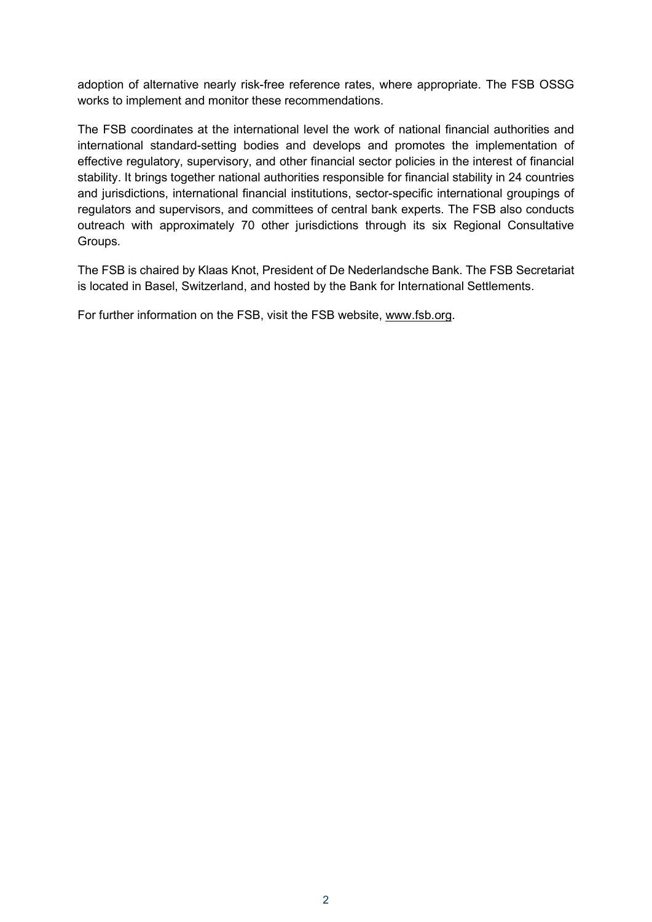adoption of alternative nearly risk-free reference rates, where appropriate. The FSB OSSG works to implement and monitor these recommendations.

The FSB coordinates at the international level the work of national financial authorities and international standard-setting bodies and develops and promotes the implementation of effective regulatory, supervisory, and other financial sector policies in the interest of financial stability. It brings together national authorities responsible for financial stability in 24 countries and jurisdictions, international financial institutions, sector-specific international groupings of regulators and supervisors, and committees of central bank experts. The FSB also conducts outreach with approximately 70 other jurisdictions through its six Regional Consultative Groups.

The FSB is chaired by Klaas Knot, President of De Nederlandsche Bank. The FSB Secretariat is located in Basel, Switzerland, and hosted by the Bank for International Settlements.

For further information on the FSB, visit the FSB website, www.fsb.org.